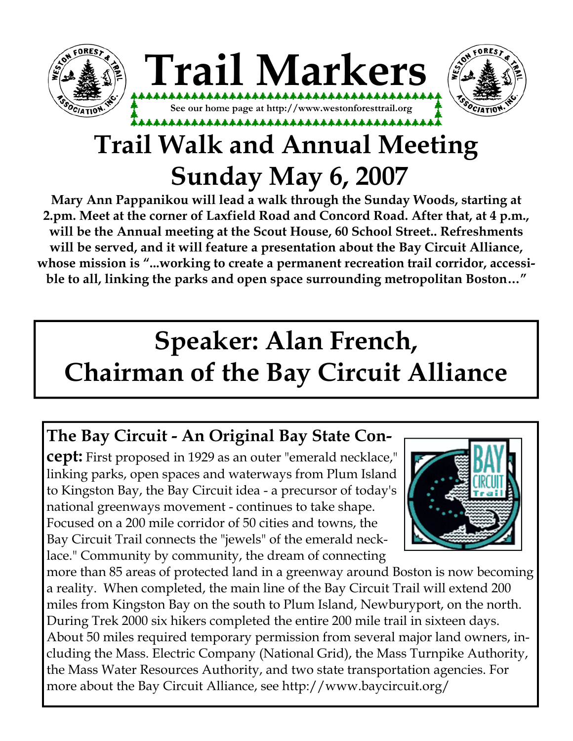# Trail Markers

See our home page at http://www.westonforesttrail.org

# Trail Walk and Annual Meeting Sunday May 6, 2007

**Mary Ann Pappanikou will lead a walk through the Sunday Woods, starting at 2.pm. Meet at the corner of Laxfield Road and Concord Road. After that, at 4 p.m., will be the Annual meeting at the Scout House, 60 School Street.. Refreshments will be served, and it will feature a presentation about the Bay Circuit Alliance, whose mission is "...working to create a permanent recreation trail corridor, accessible to all, linking the parks and open space surrounding metropolitan Boston…"**

## Speaker: Alan French, Chairman of the Bay Circuit Alliance

**The Bay Circuit - An Original Bay State Concept:** First proposed in 1929 as an outer "emerald necklace," linking parks, open spaces and waterways from Plum Island to Kingston Bay, the Bay Circuit idea - a precursor of today's national greenways movement - continues to take shape. Focused on a 200 mile corridor of 50 cities and towns, the Bay Circuit Trail connects the "jewels" of the emerald necklace." Community by community, the dream of connecting more than 85 areas of protected land in a greenway around Boston is now becoming a reality. When completed, the main line of the Bay Circuit Trail will extend 200 miles from Kingston Bay on the south to Plum Island, Newburyport, on the north. During Trek 2000 six hikers completed the entire 200 mile trail in sixteen days. About 50 miles required temporary permission from several major land owners, including the Mass. Electric Company (National Grid), the Mass Turnpike Authority, the Mass Water Resources Authority, and two state transportation agencies. For more about the Bay Circuit Alliance, see http://www.baycircuit.org/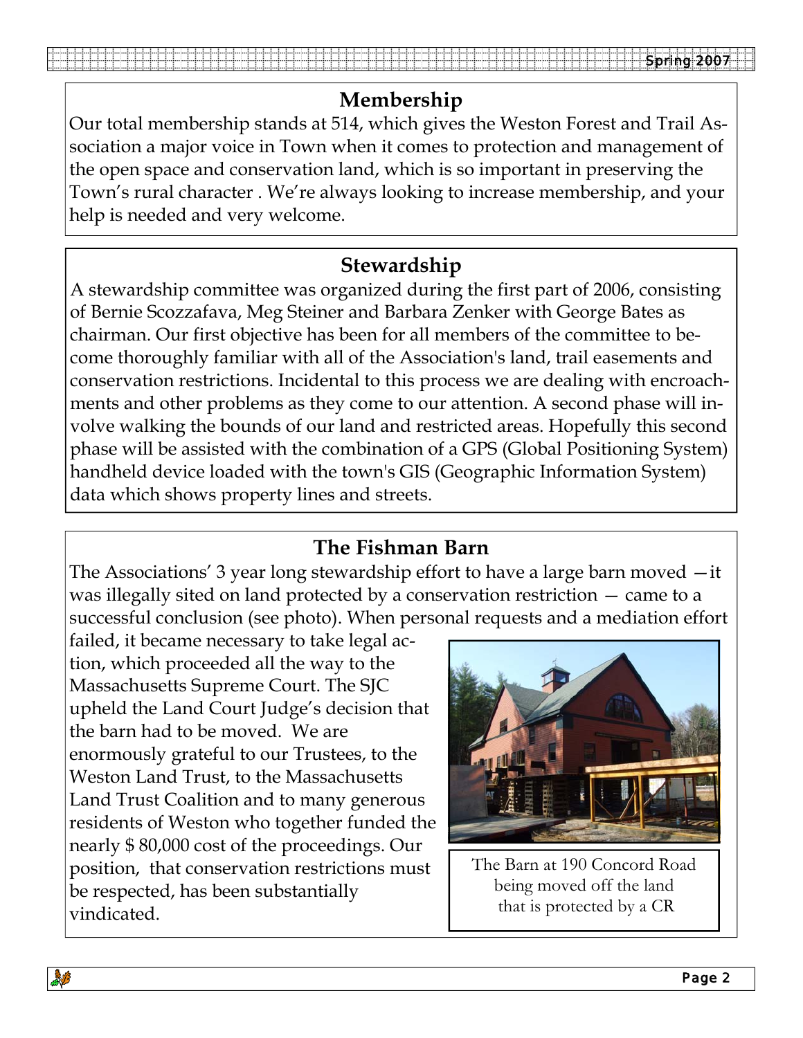## Membership

Our total membership stands at 514, which gives the Weston Forest and Trail Association a major voice in Town when it comes to protection and management of the open space and conservation land, which is so important in preserving the Town's rural character . We're always looking to increase membership, and your help is needed and very welcome.

## Stewardship

A stewardship committee was organized during the first part of 2006, consisting of Bernie Scozzafava, Meg Steiner and Barbara Zenker with George Bates as chairman. Our first objective has been for all members of the committee to become thoroughly familiar with all of the Association's land, trail easements and conservation restrictions. Incidental to this process we are dealing with encroachments and other problems as they come to our attention. A second phase will involve walking the bounds of our land and restricted areas. Hopefully this second phase will be assisted with the combination of a GPS (Global Positioning System) handheld device loaded with the town's GIS (Geographic Information System) data which shows property lines and streets.

## The Fishman Barn

The Associations' 3 year long stewardship effort to have a large barn moved —it was illegally sited on land protected by a conservation restriction — came to a successful conclusion (see photo). When personal requests and a mediation effort failed, it became necessary to take legal action, which proceeded all the way to the Massachusetts Supreme Court. The SJC upheld the Land Court Judge's decision that the barn had to be moved. We are enormously grateful to our Trustees, to the Weston Land Trust, to the Massachusetts Land Trust Coalition and to many generous residents of Weston who together funded the nearly $ 80,000 cost of the proceedings. Our position, that conservation restrictions must be respected, has been substantially vindicated.

The Barn at 190 Concord Road being moved off the land that is protected by a CR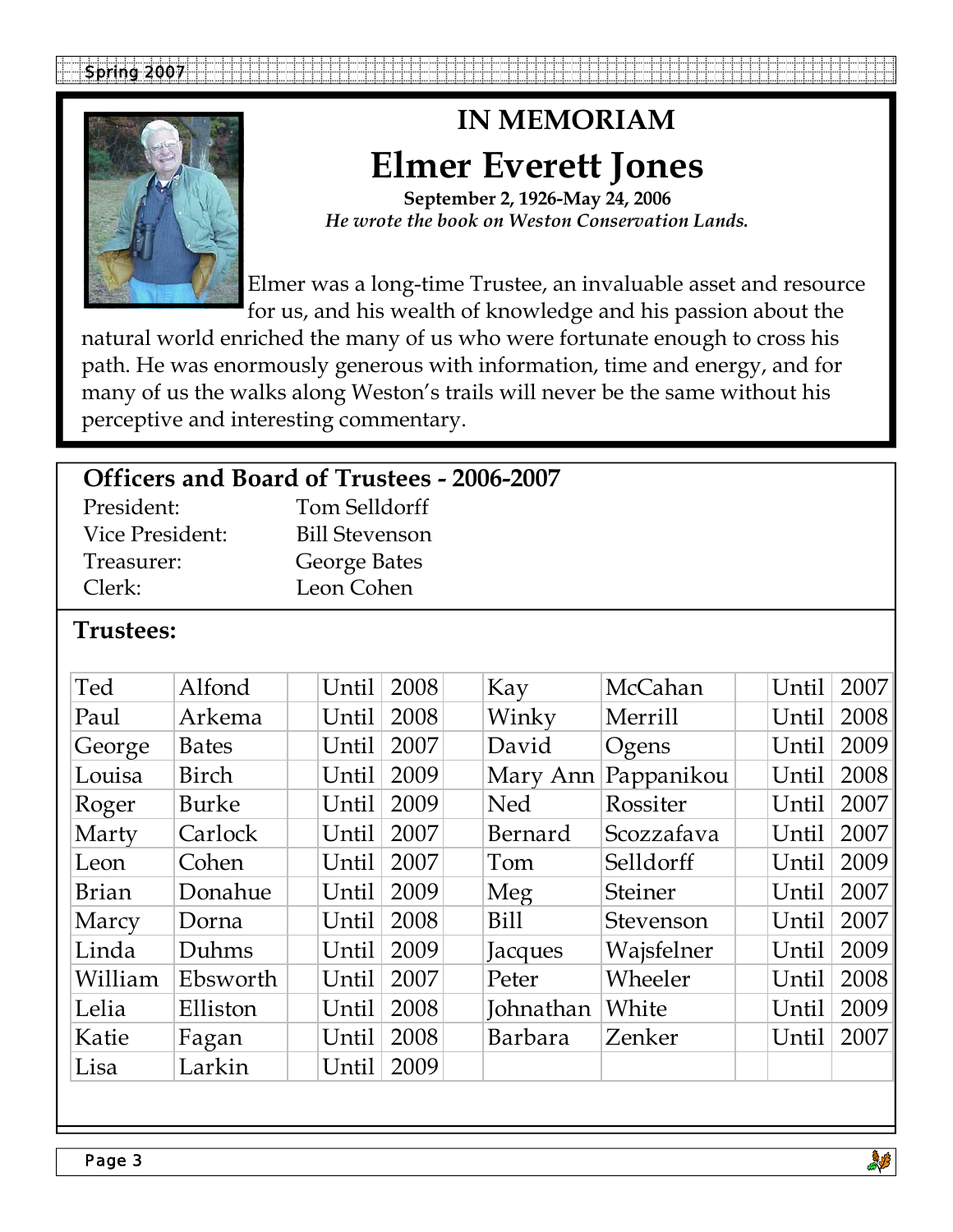# IN MEMORIAM

## Elmer Everett Jones

**September 2, 1926-May 24, 2006**

*He wrote the book on Weston Conservation Lands.*

Elmer was a long-time Trustee, an invaluable asset and resource for us, and his wealth of knowledge and his passion about the natural world enriched the many of us who were fortunate enough to cross his path. He was enormously generous with information, time and energy, and for many of us the walks along Weston's trails will never be the same without his perceptive and interesting commentary.

## Officers and Board of Trustees - 2006-2007

| | |
|---|---|
| President: | Tom Selldorff |
| Vice President: | Bill Stevenson |
| Treasurer: | George Bates |
| Clerk: | Leon Cohen |

### Trustees:

| | | | | | | | | | |
|---|---|---|---|---|---|---|---|---|---|
| Ted | Alfond | | Until | 2008 | Kay | McCahan | | Until | 2007 |
| Paul | Arkema | | Until | 2008 | Winky | Merrill | | Until | 2008 |
| George | Bates | | Until | 2007 | David | Ogens | | Until | 2009 |
| Louisa | Birch | | Until | 2009 | Mary Ann | Pappanikou | | Until | 2008 |
| Roger | Burke | | Until | 2009 | Ned | Rossiter | | Until | 2007 |
| Marty | Carlock | | Until | 2007 | Bernard | Scozzafava | | Until | 2007 |
| Leon | Cohen | | Until | 2007 | Tom | Selldorff | | Until | 2009 |
| Brian | Donahue | | Until | 2009 | Meg | Steiner | | Until | 2007 |
| Marcy | Dorna | | Until | 2008 | Bill | Stevenson | | Until | 2007 |
| Linda | Duhms | | Until | 2009 | Jacques | Wajsfelner | | Until | 2009 |
| William | Ebsworth | | Until | 2007 | Peter | Wheeler | | Until | 2008 |
| Lelia | Elliston | | Until | 2008 | Johnathan | White | | Until | 2009 |
| Katie | Fagan | | Until | 2008 | Barbara | Zenker | | Until | 2007 |
| Lisa | Larkin | | Until | 2009 | | | | | |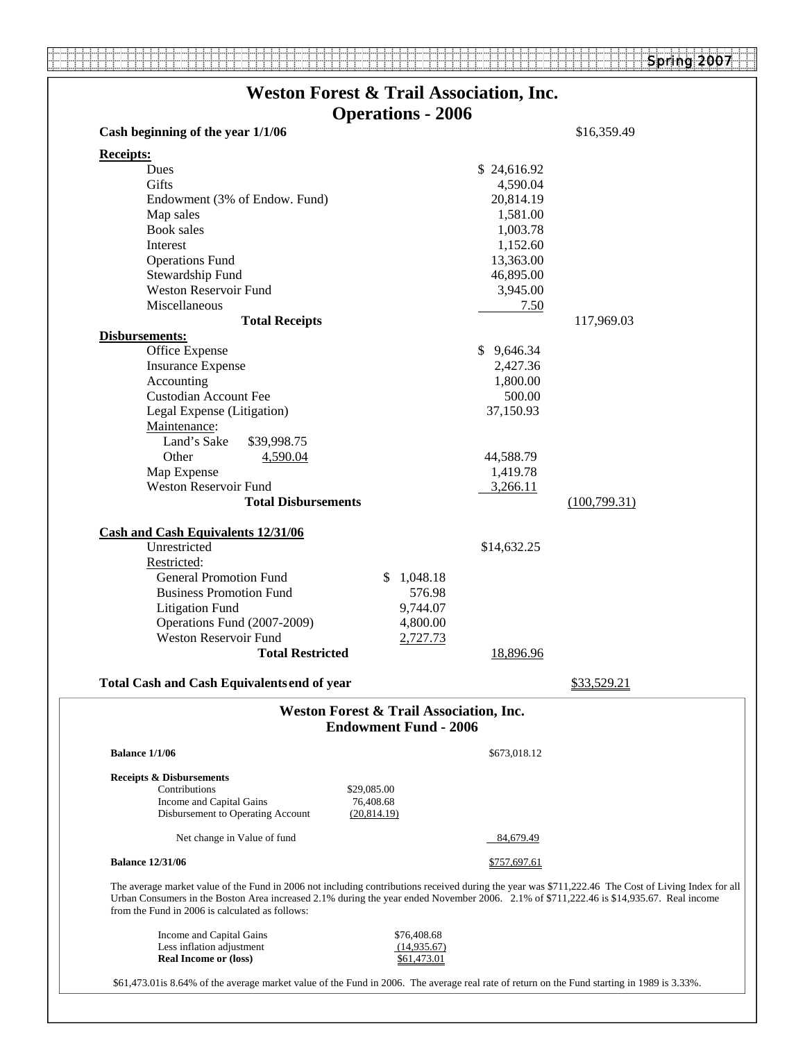# Weston Forest & Trail Association, Inc.
## Operations - 2006

| | | | |
|---|---|---|---|
| **Cash beginning of the year 1/1/06** | | | $16,359.49 |
| **Receipts:** | | | |
| Dues | | $ 24,616.92 | |
| Gifts | | 4,590.04 | |
| Endowment (3% of Endow. Fund) | | 20,814.19 | |
| Map sales | | 1,581.00 | |
| Book sales | | 1,003.78 | |
| Interest | | 1,152.60 | |
| Operations Fund | | 13,363.00 | |
| Stewardship Fund | | 46,895.00 | |
| Weston Reservoir Fund | | 3,945.00 | |
| Miscellaneous | | 7.50 | |
| **Total Receipts** | | | 117,969.03 |
| **Disbursements:** | | | |
| Office Expense | | $ 9,646.34 | |
| Insurance Expense | | 2,427.36 | |
| Accounting | | 1,800.00 | |
| Custodian Account Fee | | 500.00 | |
| Legal Expense (Litigation) | | 37,150.93 | |
| Maintenance: | | | |
| Land's Sake | $39,998.75 | | |
| Other | 4,590.04 | 44,588.79 | |
| Map Expense | | 1,419.78 | |
| Weston Reservoir Fund | | 3,266.11 | |
| **Total Disbursements** | | | (100,799.31) |
| **Cash and Cash Equivalents 12/31/06** | | | |
| Unrestricted | | $14,632.25 | |
| Restricted: | | | |
| General Promotion Fund | $ 1,048.18 | | |
| Business Promotion Fund | 576.98 | | |
| Litigation Fund | 9,744.07 | | |
| Operations Fund (2007-2009) | 4,800.00 | | |
| Weston Reservoir Fund | 2,727.73 | | |
| **Total Restricted** | | 18,896.96 | |
| **Total Cash and Cash Equivalents end of year** | | | $33,529.21 |

## Weston Forest & Trail Association, Inc.
### Endowment Fund - 2006

| | | |
|---|---|---|
| **Balance 1/1/06** | | $673,018.12 |
| **Receipts & Disbursements** | | |
| Contributions | $29,085.00 | |
| Income and Capital Gains | 76,408.68 | |
| Disbursement to Operating Account | (20,814.19) | |
| Net change in Value of fund | | 84,679.49 |
| **Balance 12/31/06** | | $757,697.61 |

The average market value of the Fund in 2006 not including contributions received during the year was $711,222.46 The Cost of Living Index for all Urban Consumers in the Boston Area increased 2.1% during the year ended November 2006. 2.1% of $711,222.46 is $14,935.67. Real income from the Fund in 2006 is calculated as follows:

| | |
|---|---|
| Income and Capital Gains | $76,408.68 |
| Less inflation adjustment | (14,935.67) |
| **Real Income or (loss)** | $61,473.01 |

$61,473.01is 8.64% of the average market value of the Fund in 2006. The average real rate of return on the Fund starting in 1989 is 3.33%.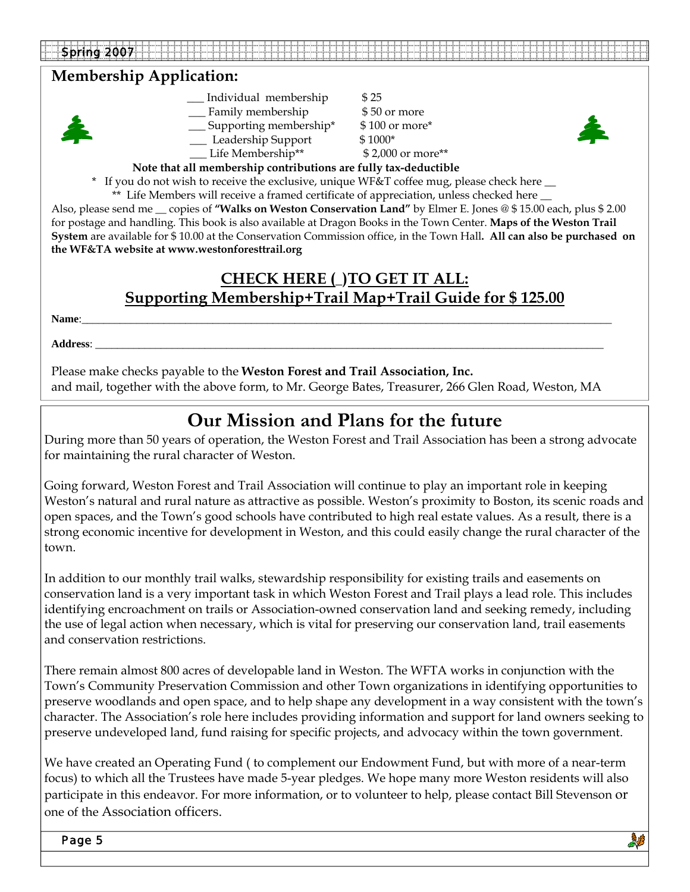## Membership Application:

| | |
|---|---|
| ___ Individual membership | $ 25 |
| ___ Family membership | $ 50 or more |
| ___ Supporting membership* | $ 100 or more* |
| ___ Leadership Support | $ 1000* |
| ___ Life Membership** | $ 2,000 or more** |

**Note that all membership contributions are fully tax-deductible**

\* If you do not wish to receive the exclusive, unique WF&T coffee mug, please check here __

\*\* Life Members will receive a framed certificate of appreciation, unless checked here __

Also, please send me __ copies of **"Walks on Weston Conservation Land"** by Elmer E. Jones @ $ 15.00 each, plus $ 2.00 for postage and handling. This book is also available at Dragon Books in the Town Center. **Maps of the Weston Trail System** are available for $ 10.00 at the Conservation Commission office, in the Town Hall**. All can also be purchased on the WF&TA website at www.westonforesttrail.org**

### CHECK HERE ( )TO GET IT ALL:
### Supporting Membership+Trail Map+Trail Guide for $ 125.00

**Name**:_______________________________________________

**Address**: _______________________________________________

Please make checks payable to the **Weston Forest and Trail Association, Inc.**
and mail, together with the above form, to Mr. George Bates, Treasurer, 266 Glen Road, Weston, MA

## Our Mission and Plans for the future

During more than 50 years of operation, the Weston Forest and Trail Association has been a strong advocate for maintaining the rural character of Weston.

Going forward, Weston Forest and Trail Association will continue to play an important role in keeping Weston's natural and rural nature as attractive as possible. Weston's proximity to Boston, its scenic roads and open spaces, and the Town's good schools have contributed to high real estate values. As a result, there is a strong economic incentive for development in Weston, and this could easily change the rural character of the town.

In addition to our monthly trail walks, stewardship responsibility for existing trails and easements on conservation land is a very important task in which Weston Forest and Trail plays a lead role. This includes identifying encroachment on trails or Association-owned conservation land and seeking remedy, including the use of legal action when necessary, which is vital for preserving our conservation land, trail easements and conservation restrictions.

There remain almost 800 acres of developable land in Weston. The WFTA works in conjunction with the Town's Community Preservation Commission and other Town organizations in identifying opportunities to preserve woodlands and open space, and to help shape any development in a way consistent with the town's character. The Association's role here includes providing information and support for land owners seeking to preserve undeveloped land, fund raising for specific projects, and advocacy within the town government.

We have created an Operating Fund ( to complement our Endowment Fund, but with more of a near-term focus) to which all the Trustees have made 5-year pledges. We hope many more Weston residents will also participate in this endeavor. For more information, or to volunteer to help, please contact Bill Stevenson or one of the Association officers.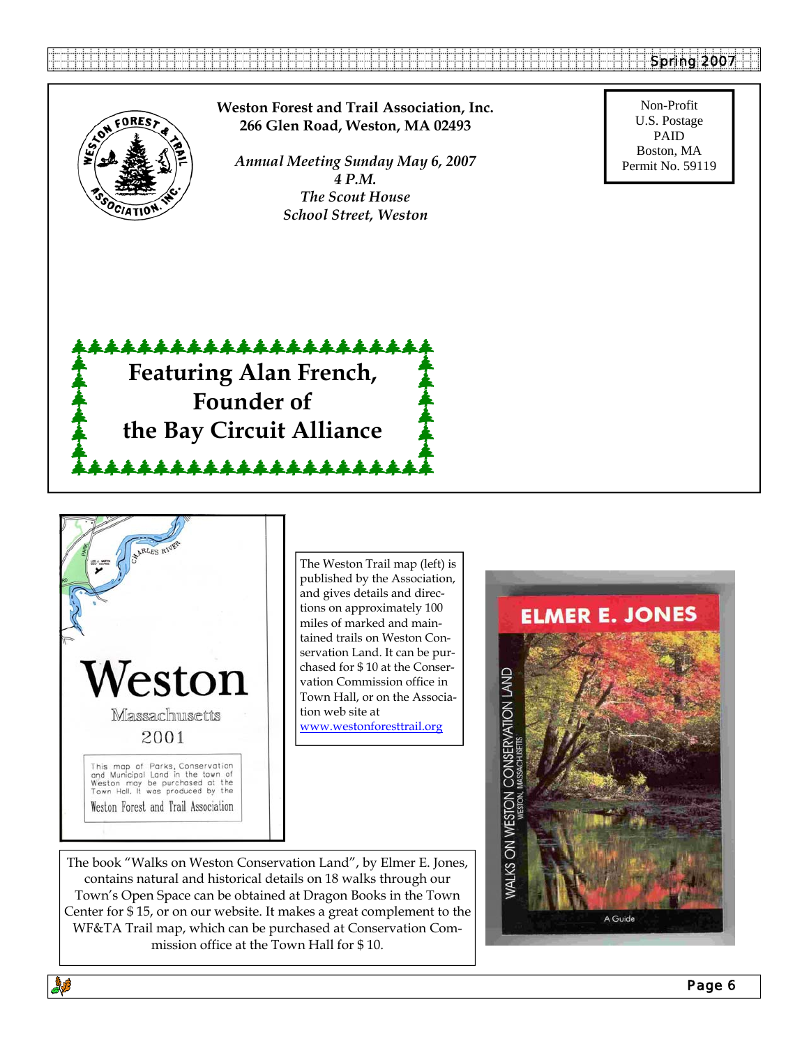**Weston Forest and Trail Association, Inc.**
**266 Glen Road, Weston, MA 02493**

*Annual Meeting Sunday May 6, 2007*
*4 P.M.*
*The Scout House*
*School Street, Weston*

Non-Profit
U.S. Postage
PAID
Boston, MA
Permit No. 59119

## Featuring Alan French, Founder of the Bay Circuit Alliance

The Weston Trail map (left) is published by the Association, and gives details and directions on approximately 100 miles of marked and maintained trails on Weston Conservation Land. It can be purchased for $ 10 at the Conservation Commission office in Town Hall, or on the Association web site at [www.westonforesttrail.org](http://www.westonforesttrail.org)

The book "Walks on Weston Conservation Land", by Elmer E. Jones, contains natural and historical details on 18 walks through our Town's Open Space can be obtained at Dragon Books in the Town Center for $ 15, or on our website. It makes a great complement to the WF&TA Trail map, which can be purchased at Conservation Commission office at the Town Hall for $ 10.